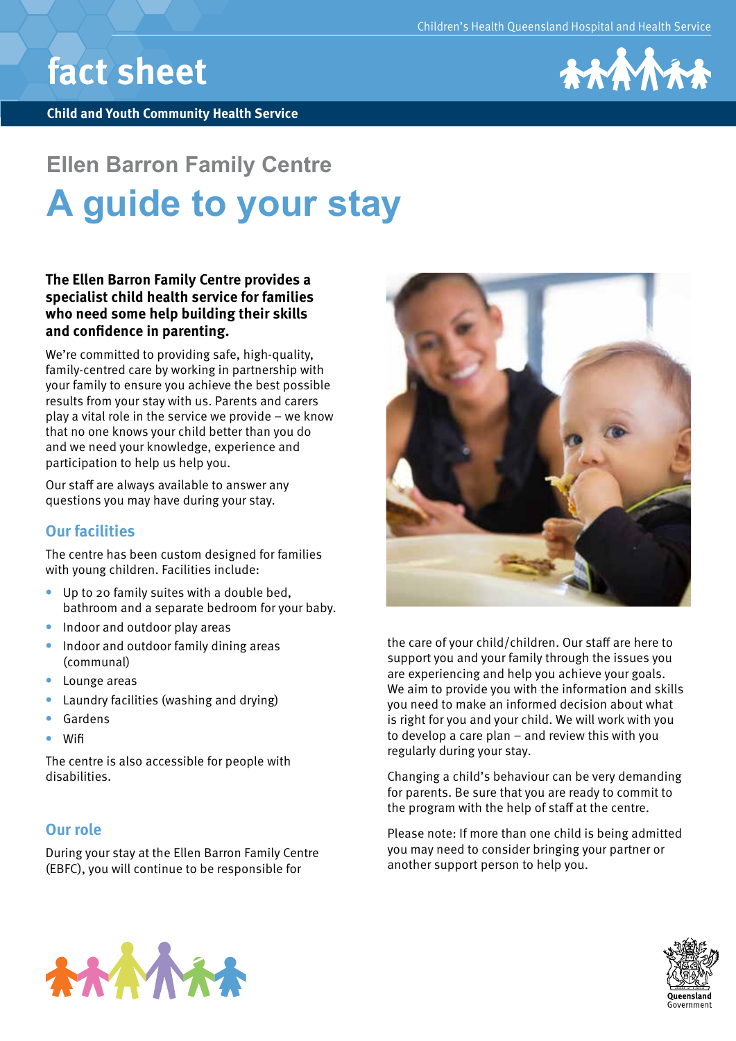Children's Health Queensland Hospital and Health Service

# fact sheet

**Child and Youth Community Health Service**

## Ellen Barron Family Centre

# A guide to your stay

**The Ellen Barron Family Centre provides a specialist child health service for families who need some help building their skills and confidence in parenting.**

We're committed to providing safe, high-quality, family-centred care by working in partnership with your family to ensure you achieve the best possible results from your stay with us. Parents and carers play a vital role in the service we provide – we know that no one knows your child better than you do and we need your knowledge, experience and participation to help us help you.

Our staff are always available to answer any questions you may have during your stay.

### Our facilities

The centre has been custom designed for families with young children. Facilities include:

- Up to 20 family suites with a double bed, bathroom and a separate bedroom for your baby.
- Indoor and outdoor play areas
- Indoor and outdoor family dining areas (communal)
- Lounge areas
- Laundry facilities (washing and drying)
- Gardens
- Wifi

The centre is also accessible for people with disabilities.

### Our role

During your stay at the Ellen Barron Family Centre (EBFC), you will continue to be responsible for the care of your child/children. Our staff are here to support you and your family through the issues you are experiencing and help you achieve your goals. We aim to provide you with the information and skills you need to make an informed decision about what is right for you and your child. We will work with you to develop a care plan – and review this with you regularly during your stay.

Changing a child's behaviour can be very demanding for parents. Be sure that you are ready to commit to the program with the help of staff at the centre.

Please note: If more than one child is being admitted you may need to consider bringing your partner or another support person to help you.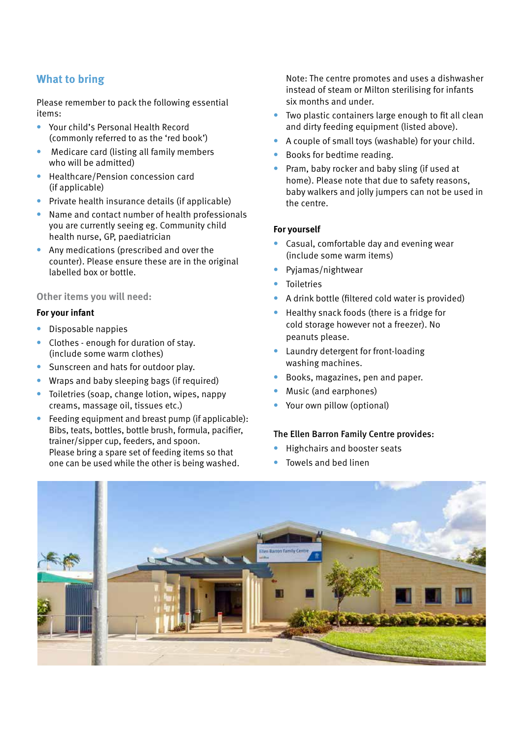## What to bring

Please remember to pack the following essential items:

- Your child's Personal Health Record (commonly referred to as the 'red book')
- Medicare card (listing all family members who will be admitted)
- Healthcare/Pension concession card (if applicable)
- Private health insurance details (if applicable)
- Name and contact number of health professionals you are currently seeing eg. Community child health nurse, GP, paediatrician
- Any medications (prescribed and over the counter). Please ensure these are in the original labelled box or bottle.

### Other items you will need:

**For your infant**

- Disposable nappies
- Clothes - enough for duration of stay. (include some warm clothes)
- Sunscreen and hats for outdoor play.
- Wraps and baby sleeping bags (if required)
- Toiletries (soap, change lotion, wipes, nappy creams, massage oil, tissues etc.)
- Feeding equipment and breast pump (if applicable): Bibs, teats, bottles, bottle brush, formula, pacifier, trainer/sipper cup, feeders, and spoon. Please bring a spare set of feeding items so that one can be used while the other is being washed.

  Note: The centre promotes and uses a dishwasher instead of steam or Milton sterilising for infants six months and under.
- Two plastic containers large enough to fit all clean and dirty feeding equipment (listed above).
- A couple of small toys (washable) for your child.
- Books for bedtime reading.
- Pram, baby rocker and baby sling (if used at home). Please note that due to safety reasons, baby walkers and jolly jumpers can not be used in the centre.

**For yourself**

- Casual, comfortable day and evening wear (include some warm items)
- Pyjamas/nightwear
- Toiletries
- A drink bottle (filtered cold water is provided)
- Healthy snack foods (there is a fridge for cold storage however not a freezer). No peanuts please.
- Laundry detergent for front-loading washing machines.
- Books, magazines, pen and paper.
- Music (and earphones)
- Your own pillow (optional)

**The Ellen Barron Family Centre provides:**

- Highchairs and booster seats
- Towels and bed linen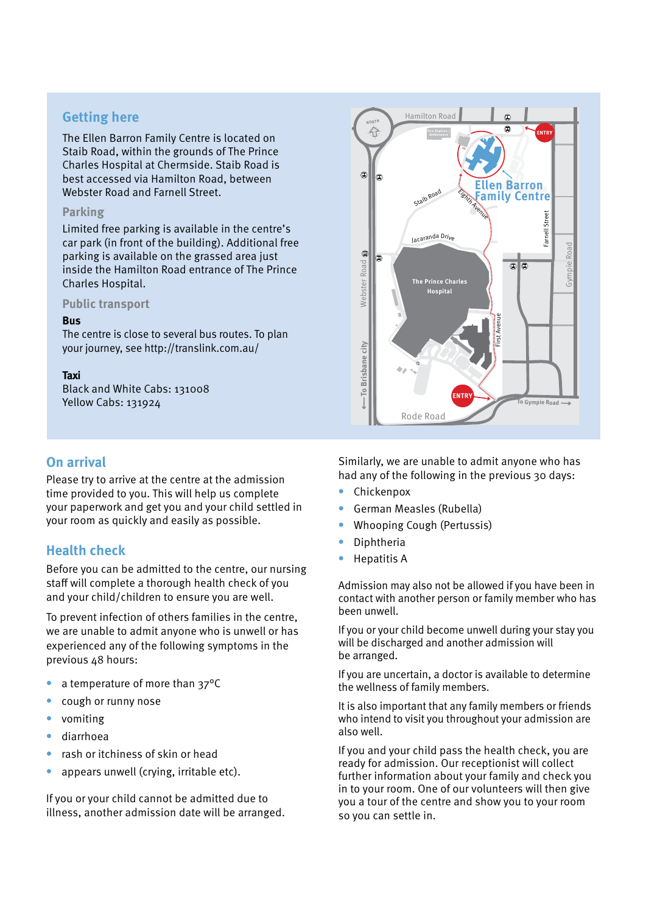## Getting here

The Ellen Barron Family Centre is located on Staib Road, within the grounds of The Prince Charles Hospital at Chermside. Staib Road is best accessed via Hamilton Road, between Webster Road and Farnell Street.

### Parking

Limited free parking is available in the centre's car park (in front of the building). Additional free parking is available on the grassed area just inside the Hamilton Road entrance of The Prince Charles Hospital.

### Public transport

**Bus**

The centre is close to several bus routes. To plan your journey, see http://translink.com.au/

**Taxi**

Black and White Cabs: 131008
Yellow Cabs: 131924

## On arrival

Please try to arrive at the centre at the admission time provided to you. This will help us complete your paperwork and get you and your child settled in your room as quickly and easily as possible.

## Health check

Before you can be admitted to the centre, our nursing staff will complete a thorough health check of you and your child/children to ensure you are well.

To prevent infection of others families in the centre, we are unable to admit anyone who is unwell or has experienced any of the following symptoms in the previous 48 hours:

- a temperature of more than 37°C
- cough or runny nose
- vomiting
- diarrhoea
- rash or itchiness of skin or head
- appears unwell (crying, irritable etc).

If you or your child cannot be admitted due to illness, another admission date will be arranged.

Similarly, we are unable to admit anyone who has had any of the following in the previous 30 days:

- Chickenpox
- German Measles (Rubella)
- Whooping Cough (Pertussis)
- Diphtheria
- Hepatitis A

Admission may also not be allowed if you have been in contact with another person or family member who has been unwell.

If you or your child become unwell during your stay you will be discharged and another admission will be arranged.

If you are uncertain, a doctor is available to determine the wellness of family members.

It is also important that any family members or friends who intend to visit you throughout your admission are also well.

If you and your child pass the health check, you are ready for admission. Our receptionist will collect further information about your family and check you in to your room. One of our volunteers will then give you a tour of the centre and show you to your room so you can settle in.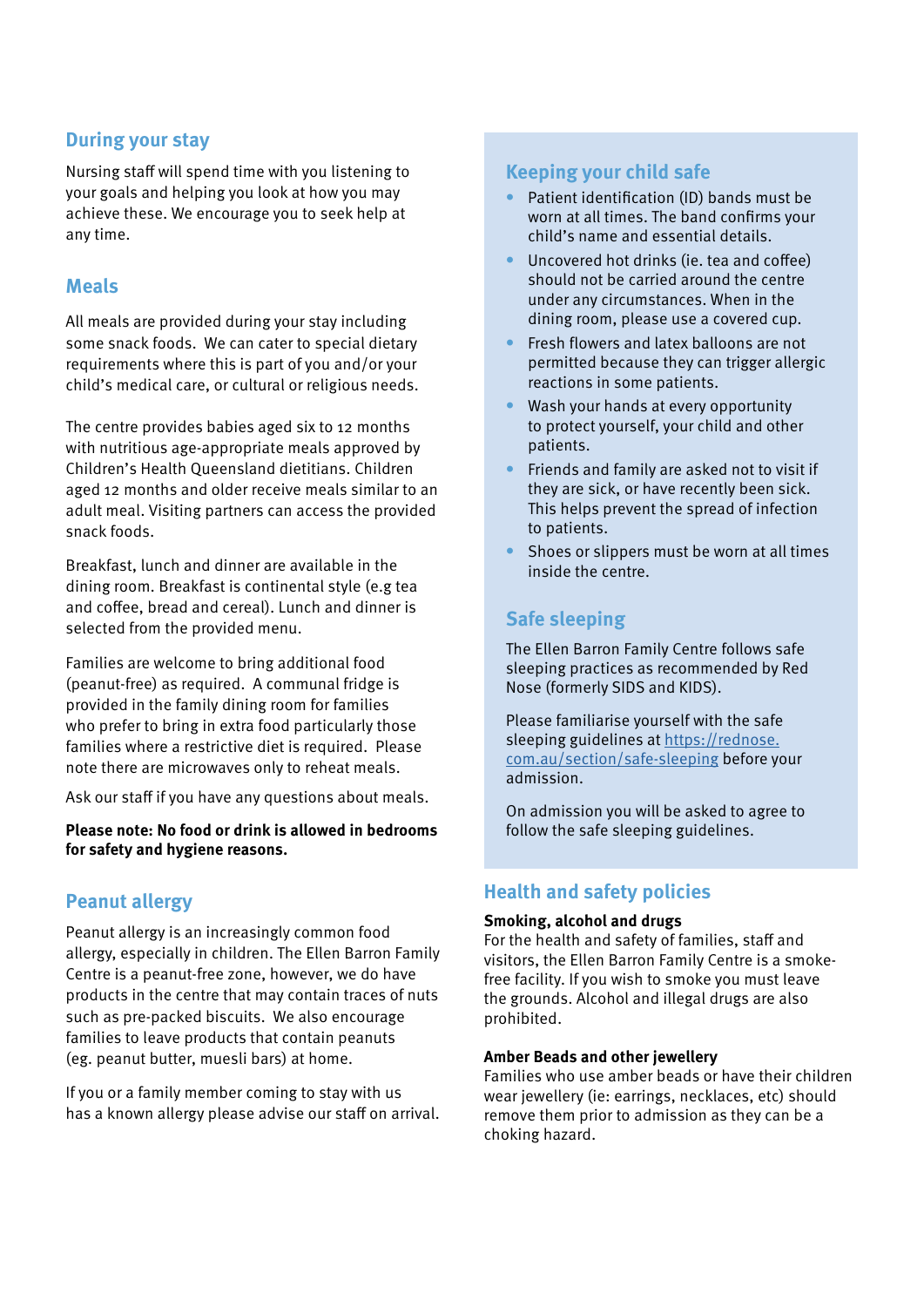## During your stay

Nursing staff will spend time with you listening to your goals and helping you look at how you may achieve these. We encourage you to seek help at any time.

## Meals

All meals are provided during your stay including some snack foods. We can cater to special dietary requirements where this is part of you and/or your child's medical care, or cultural or religious needs.

The centre provides babies aged six to 12 months with nutritious age-appropriate meals approved by Children's Health Queensland dietitians. Children aged 12 months and older receive meals similar to an adult meal. Visiting partners can access the provided snack foods.

Breakfast, lunch and dinner are available in the dining room. Breakfast is continental style (e.g tea and coffee, bread and cereal). Lunch and dinner is selected from the provided menu.

Families are welcome to bring additional food (peanut-free) as required. A communal fridge is provided in the family dining room for families who prefer to bring in extra food particularly those families where a restrictive diet is required. Please note there are microwaves only to reheat meals.

Ask our staff if you have any questions about meals.

**Please note: No food or drink is allowed in bedrooms for safety and hygiene reasons.**

## Peanut allergy

Peanut allergy is an increasingly common food allergy, especially in children. The Ellen Barron Family Centre is a peanut-free zone, however, we do have products in the centre that may contain traces of nuts such as pre-packed biscuits. We also encourage families to leave products that contain peanuts (eg. peanut butter, muesli bars) at home.

If you or a family member coming to stay with us has a known allergy please advise our staff on arrival.

## Keeping your child safe

- Patient identification (ID) bands must be worn at all times. The band confirms your child's name and essential details.
- Uncovered hot drinks (ie. tea and coffee) should not be carried around the centre under any circumstances. When in the dining room, please use a covered cup.
- Fresh flowers and latex balloons are not permitted because they can trigger allergic reactions in some patients.
- Wash your hands at every opportunity to protect yourself, your child and other patients.
- Friends and family are asked not to visit if they are sick, or have recently been sick. This helps prevent the spread of infection to patients.
- Shoes or slippers must be worn at all times inside the centre.

## Safe sleeping

The Ellen Barron Family Centre follows safe sleeping practices as recommended by Red Nose (formerly SIDS and KIDS).

Please familiarise yourself with the safe sleeping guidelines at https://rednose.com.au/section/safe-sleeping before your admission.

On admission you will be asked to agree to follow the safe sleeping guidelines.

## Health and safety policies

**Smoking, alcohol and drugs**
For the health and safety of families, staff and visitors, the Ellen Barron Family Centre is a smoke-free facility. If you wish to smoke you must leave the grounds. Alcohol and illegal drugs are also prohibited.

**Amber Beads and other jewellery**
Families who use amber beads or have their children wear jewellery (ie: earrings, necklaces, etc) should remove them prior to admission as they can be a choking hazard.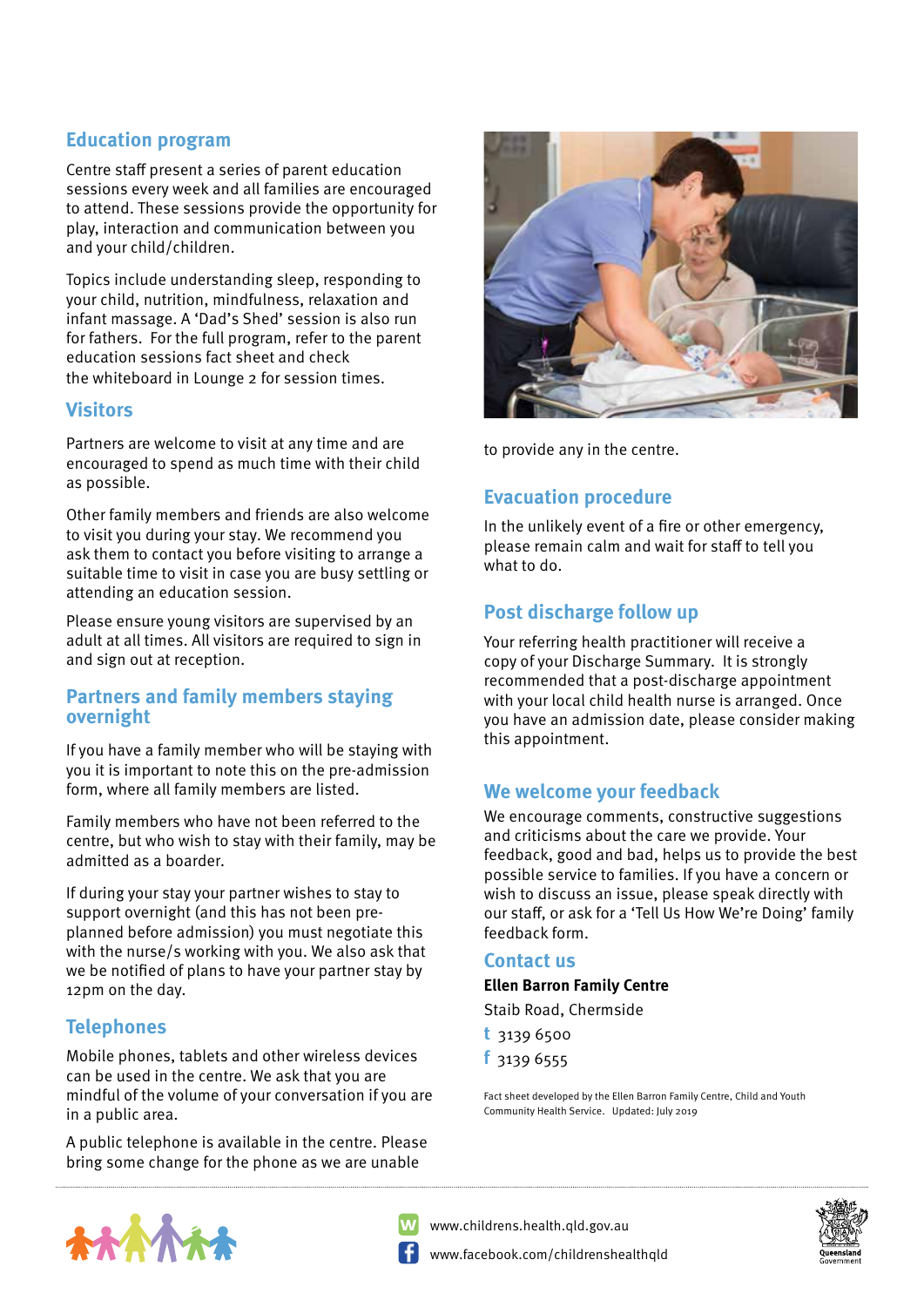## Education program

Centre staff present a series of parent education sessions every week and all families are encouraged to attend. These sessions provide the opportunity for play, interaction and communication between you and your child/children.

Topics include understanding sleep, responding to your child, nutrition, mindfulness, relaxation and infant massage. A 'Dad's Shed' session is also run for fathers. For the full program, refer to the parent education sessions fact sheet and check the whiteboard in Lounge 2 for session times.

## Visitors

Partners are welcome to visit at any time and are encouraged to spend as much time with their child as possible.

Other family members and friends are also welcome to visit you during your stay. We recommend you ask them to contact you before visiting to arrange a suitable time to visit in case you are busy settling or attending an education session.

Please ensure young visitors are supervised by an adult at all times. All visitors are required to sign in and sign out at reception.

## Partners and family members staying overnight

If you have a family member who will be staying with you it is important to note this on the pre-admission form, where all family members are listed.

Family members who have not been referred to the centre, but who wish to stay with their family, may be admitted as a boarder.

If during your stay your partner wishes to stay to support overnight (and this has not been pre-planned before admission) you must negotiate this with the nurse/s working with you. We also ask that we be notified of plans to have your partner stay by 12pm on the day.

## Telephones

Mobile phones, tablets and other wireless devices can be used in the centre. We ask that you are mindful of the volume of your conversation if you are in a public area.

A public telephone is available in the centre. Please bring some change for the phone as we are unable to provide any in the centre.

## Evacuation procedure

In the unlikely event of a fire or other emergency, please remain calm and wait for staff to tell you what to do.

## Post discharge follow up

Your referring health practitioner will receive a copy of your Discharge Summary. It is strongly recommended that a post-discharge appointment with your local child health nurse is arranged. Once you have an admission date, please consider making this appointment.

## We welcome your feedback

We encourage comments, constructive suggestions and criticisms about the care we provide. Your feedback, good and bad, helps us to provide the best possible service to families. If you have a concern or wish to discuss an issue, please speak directly with our staff, or ask for a 'Tell Us How We're Doing' family feedback form.

## Contact us

**Ellen Barron Family Centre**

Staib Road, Chermside

t 3139 6500

f 3139 6555

Fact sheet developed by the Ellen Barron Family Centre, Child and Youth Community Health Service. Updated: July 2019

www.childrens.health.qld.gov.au

www.facebook.com/childrenshealthqld